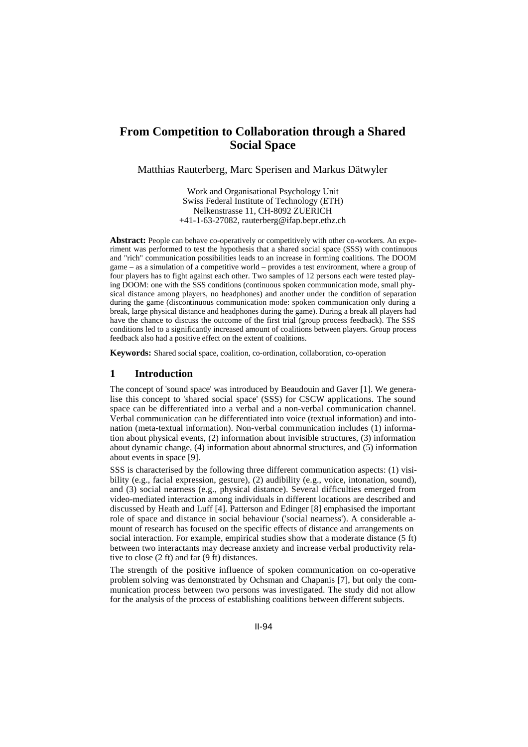# From Competition to Collaboration through a Shared Social Space

Matthias Rauterberg, Marc Sperisen and Markus Dätwyler

Work and Organisational Psychology Unit
Swiss Federal Institute of Technology (ETH)
Nelkenstrasse 11, CH-8092 ZUERICH
+41-1-63-27082, rauterberg@ifap.bepr.ethz.ch

**Abstract:** People can behave co-operatively or competitively with other co-workers. An experiment was performed to test the hypothesis that a shared social space (SSS) with continuous and "rich" communication possibilities leads to an increase in forming coalitions. The DOOM game – as a simulation of a competitive world – provides a test environment, where a group of four players has to fight against each other. Two samples of 12 persons each were tested playing DOOM: one with the SSS conditions (continuous spoken communication mode, small physical distance among players, no headphones) and another under the condition of separation during the game (discontinuous communication mode: spoken communication only during a break, large physical distance and headphones during the game). During a break all players had have the chance to discuss the outcome of the first trial (group process feedback). The SSS conditions led to a significantly increased amount of coalitions between players. Group process feedback also had a positive effect on the extent of coalitions.

**Keywords:** Shared social space, coalition, co-ordination, collaboration, co-operation

## 1 Introduction

The concept of 'sound space' was introduced by Beaudouin and Gaver [1]. We generalise this concept to 'shared social space' (SSS) for CSCW applications. The sound space can be differentiated into a verbal and a non-verbal communication channel. Verbal communication can be differentiated into voice (textual information) and intonation (meta-textual information). Non-verbal communication includes (1) information about physical events, (2) information about invisible structures, (3) information about dynamic change, (4) information about abnormal structures, and (5) information about events in space [9].

SSS is characterised by the following three different communication aspects: (1) visibility (e.g., facial expression, gesture), (2) audibility (e.g., voice, intonation, sound), and (3) social nearness (e.g., physical distance). Several difficulties emerged from video-mediated interaction among individuals in different locations are described and discussed by Heath and Luff [4]. Patterson and Edinger [8] emphasised the important role of space and distance in social behaviour ('social nearness'). A considerable amount of research has focused on the specific effects of distance and arrangements on social interaction. For example, empirical studies show that a moderate distance (5 ft) between two interactants may decrease anxiety and increase verbal productivity relative to close (2 ft) and far (9 ft) distances.

The strength of the positive influence of spoken communication on co-operative problem solving was demonstrated by Ochsman and Chapanis [7], but only the communication process between two persons was investigated. The study did not allow for the analysis of the process of establishing coalitions between different subjects.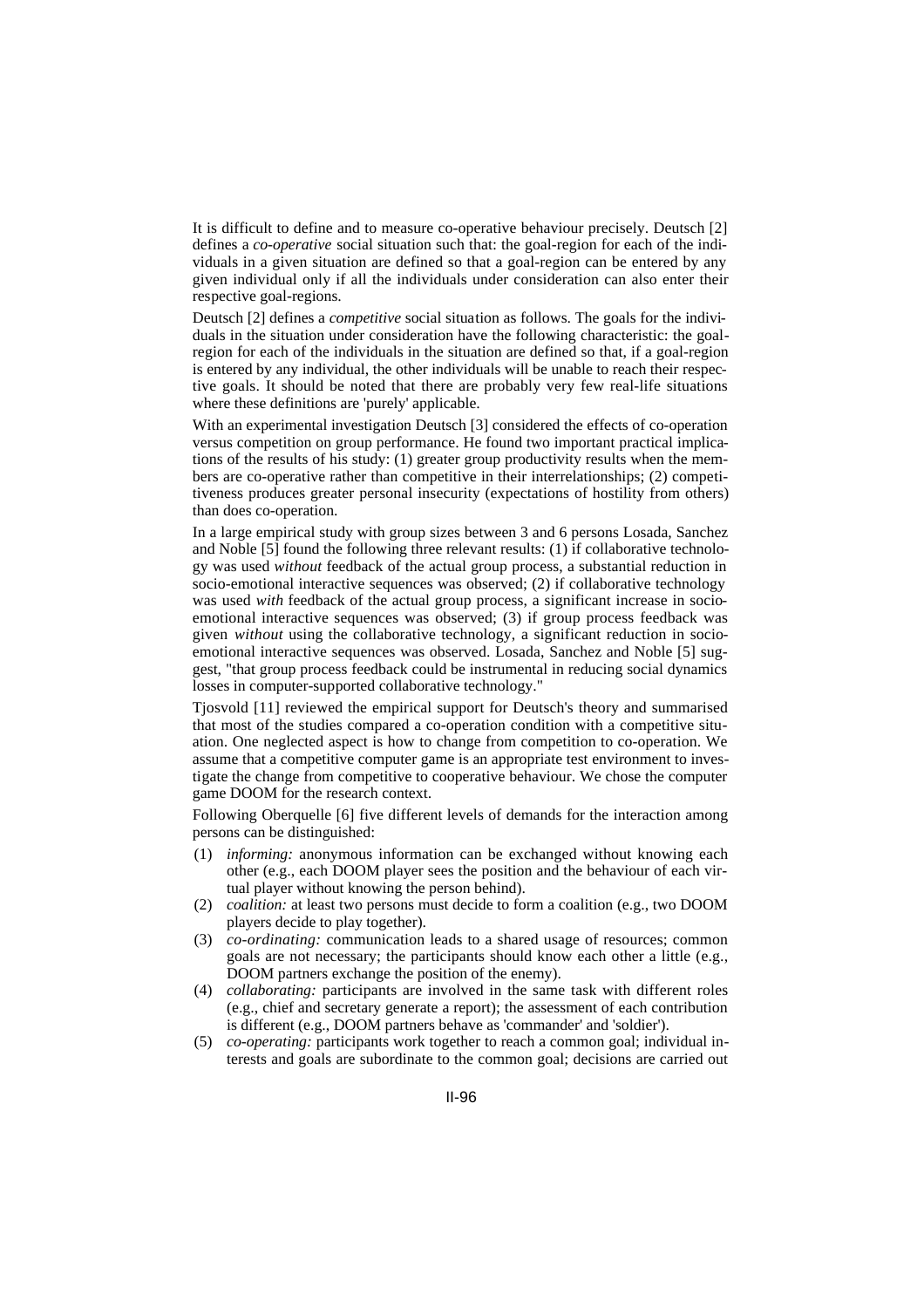It is difficult to define and to measure co-operative behaviour precisely. Deutsch [2] defines a *co-operative* social situation such that: the goal-region for each of the individuals in a given situation are defined so that a goal-region can be entered by any given individual only if all the individuals under consideration can also enter their respective goal-regions.

Deutsch [2] defines a *competitive* social situation as follows. The goals for the individuals in the situation under consideration have the following characteristic: the goal-region for each of the individuals in the situation are defined so that, if a goal-region is entered by any individual, the other individuals will be unable to reach their respective goals. It should be noted that there are probably very few real-life situations where these definitions are 'purely' applicable.

With an experimental investigation Deutsch [3] considered the effects of co-operation versus competition on group performance. He found two important practical implications of the results of his study: (1) greater group productivity results when the members are co-operative rather than competitive in their interrelationships; (2) competitiveness produces greater personal insecurity (expectations of hostility from others) than does co-operation.

In a large empirical study with group sizes between 3 and 6 persons Losada, Sanchez and Noble [5] found the following three relevant results: (1) if collaborative technology was used *without* feedback of the actual group process, a substantial reduction in socio-emotional interactive sequences was observed; (2) if collaborative technology was used *with* feedback of the actual group process, a significant increase in socio-emotional interactive sequences was observed; (3) if group process feedback was given *without* using the collaborative technology, a significant reduction in socio-emotional interactive sequences was observed. Losada, Sanchez and Noble [5] suggest, "that group process feedback could be instrumental in reducing social dynamics losses in computer-supported collaborative technology."

Tjosvold [11] reviewed the empirical support for Deutsch's theory and summarised that most of the studies compared a co-operation condition with a competitive situation. One neglected aspect is how to change from competition to co-operation. We assume that a competitive computer game is an appropriate test environment to investigate the change from competitive to cooperative behaviour. We chose the computer game DOOM for the research context.

Following Oberquelle [6] five different levels of demands for the interaction among persons can be distinguished:

(1) *informing:* anonymous information can be exchanged without knowing each other (e.g., each DOOM player sees the position and the behaviour of each virtual player without knowing the person behind).
(2) *coalition:* at least two persons must decide to form a coalition (e.g., two DOOM players decide to play together).
(3) *co-ordinating:* communication leads to a shared usage of resources; common goals are not necessary; the participants should know each other a little (e.g., DOOM partners exchange the position of the enemy).
(4) *collaborating:* participants are involved in the same task with different roles (e.g., chief and secretary generate a report); the assessment of each contribution is different (e.g., DOOM partners behave as 'commander' and 'soldier').
(5) *co-operating:* participants work together to reach a common goal; individual interests and goals are subordinate to the common goal; decisions are carried out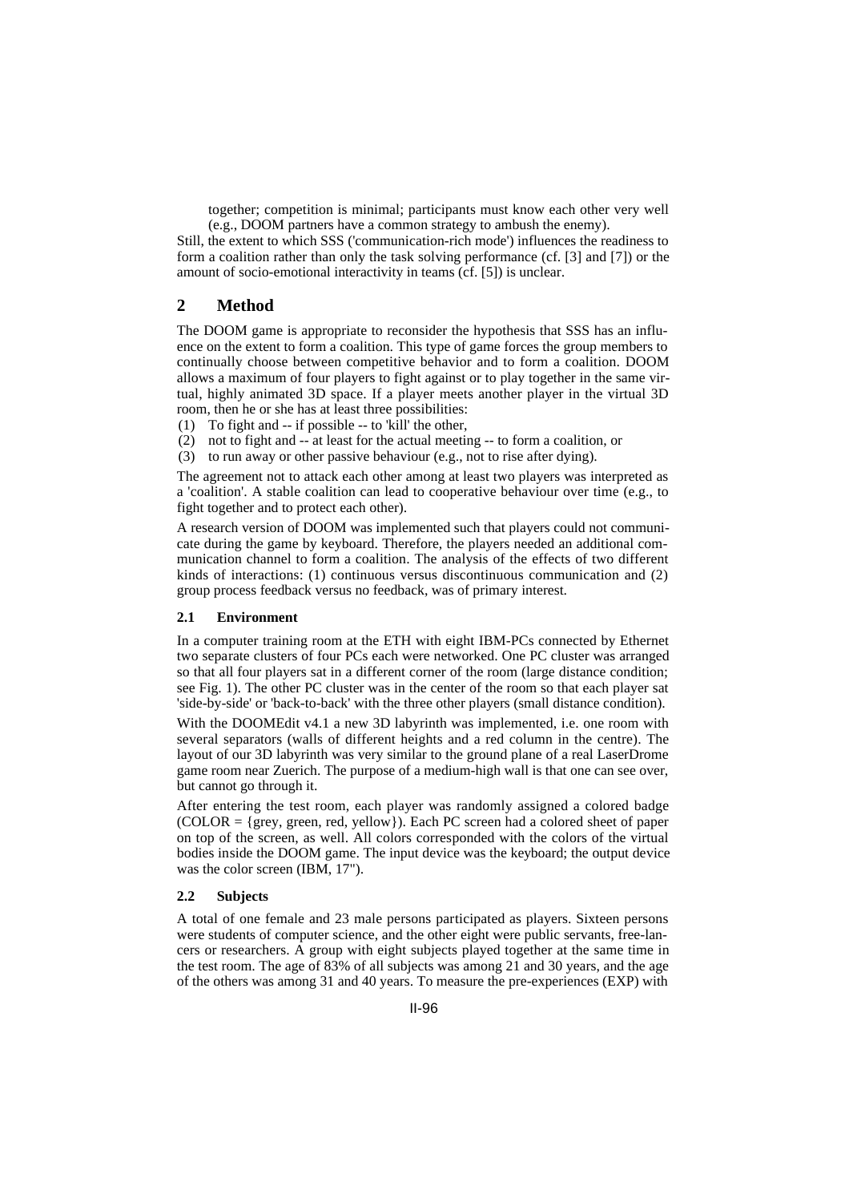together; competition is minimal; participants must know each other very well (e.g., DOOM partners have a common strategy to ambush the enemy).

Still, the extent to which SSS ('communication-rich mode') influences the readiness to form a coalition rather than only the task solving performance (cf. [3] and [7]) or the amount of socio-emotional interactivity in teams (cf. [5]) is unclear.

## 2 Method

The DOOM game is appropriate to reconsider the hypothesis that SSS has an influence on the extent to form a coalition. This type of game forces the group members to continually choose between competitive behavior and to form a coalition. DOOM allows a maximum of four players to fight against or to play together in the same virtual, highly animated 3D space. If a player meets another player in the virtual 3D room, then he or she has at least three possibilities:

(1) To fight and -- if possible -- to 'kill' the other,
(2) not to fight and -- at least for the actual meeting -- to form a coalition, or
(3) to run away or other passive behaviour (e.g., not to rise after dying).

The agreement not to attack each other among at least two players was interpreted as a 'coalition'. A stable coalition can lead to cooperative behaviour over time (e.g., to fight together and to protect each other).

A research version of DOOM was implemented such that players could not communicate during the game by keyboard. Therefore, the players needed an additional communication channel to form a coalition. The analysis of the effects of two different kinds of interactions: (1) continuous versus discontinuous communication and (2) group process feedback versus no feedback, was of primary interest.

### 2.1 Environment

In a computer training room at the ETH with eight IBM-PCs connected by Ethernet two separate clusters of four PCs each were networked. One PC cluster was arranged so that all four players sat in a different corner of the room (large distance condition; see Fig. 1). The other PC cluster was in the center of the room so that each player sat 'side-by-side' or 'back-to-back' with the three other players (small distance condition).

With the DOOMEdit v4.1 a new 3D labyrinth was implemented, i.e. one room with several separators (walls of different heights and a red column in the centre). The layout of our 3D labyrinth was very similar to the ground plane of a real LaserDrome game room near Zuerich. The purpose of a medium-high wall is that one can see over, but cannot go through it.

After entering the test room, each player was randomly assigned a colored badge (COLOR = {grey, green, red, yellow}). Each PC screen had a colored sheet of paper on top of the screen, as well. All colors corresponded with the colors of the virtual bodies inside the DOOM game. The input device was the keyboard; the output device was the color screen (IBM, 17").

### 2.2 Subjects

A total of one female and 23 male persons participated as players. Sixteen persons were students of computer science, and the other eight were public servants, free-lancers or researchers. A group with eight subjects played together at the same time in the test room. The age of 83% of all subjects was among 21 and 30 years, and the age of the others was among 31 and 40 years. To measure the pre-experiences (EXP) with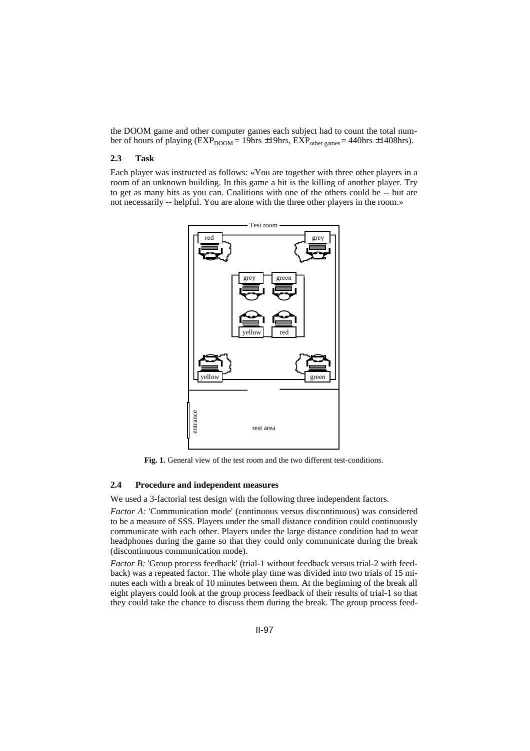the DOOM game and other computer games each subject had to count the total number of hours of playing ($EXP_{DOOM}$ = 19hrs ±19hrs, $EXP_{other\ games}$ = 440hrs ±1408hrs).

### 2.3 Task

Each player was instructed as follows: «You are together with three other players in a room of an unknown building. In this game a hit is the killing of another player. Try to get as many hits as you can. Coalitions with one of the others could be -- but are not necessarily -- helpful. You are alone with the three other players in the room.»

**Fig. 1.** General view of the test room and the two different test-conditions.

### 2.4 Procedure and independent measures

We used a 3-factorial test design with the following three independent factors.

*Factor A:* 'Communication mode' (continuous versus discontinuous) was considered to be a measure of SSS. Players under the small distance condition could continuously communicate with each other. Players under the large distance condition had to wear headphones during the game so that they could only communicate during the break (discontinuous communication mode).

*Factor B:* 'Group process feedback' (trial-1 without feedback versus trial-2 with feedback) was a repeated factor. The whole play time was divided into two trials of 15 minutes each with a break of 10 minutes between them. At the beginning of the break all eight players could look at the group process feedback of their results of trial-1 so that they could take the chance to discuss them during the break. The group process feed-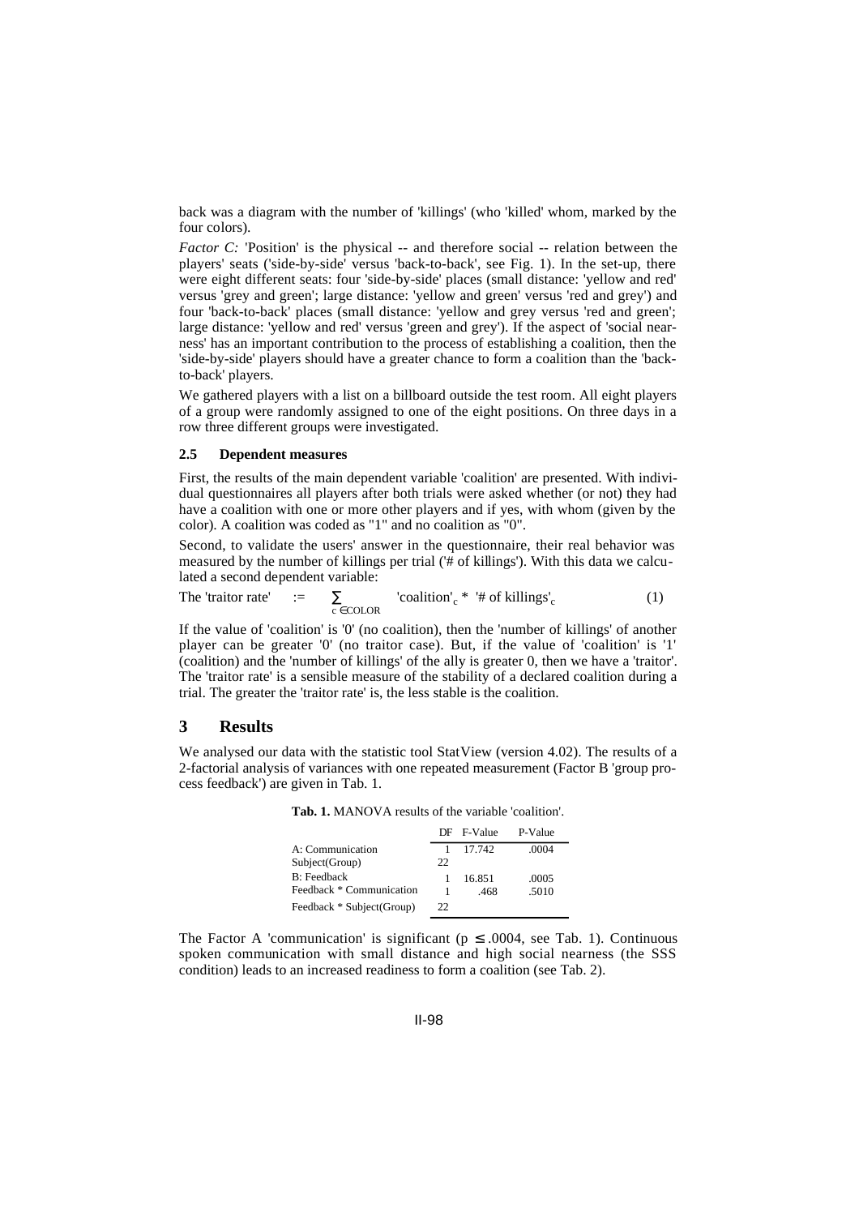back was a diagram with the number of 'killings' (who 'killed' whom, marked by the four colors).

*Factor C:* 'Position' is the physical -- and therefore social -- relation between the players' seats ('side-by-side' versus 'back-to-back', see Fig. 1). In the set-up, there were eight different seats: four 'side-by-side' places (small distance: 'yellow and red' versus 'grey and green'; large distance: 'yellow and green' versus 'red and grey') and four 'back-to-back' places (small distance: 'yellow and grey versus 'red and green'; large distance: 'yellow and red' versus 'green and grey'). If the aspect of 'social nearness' has an important contribution to the process of establishing a coalition, then the 'side-by-side' players should have a greater chance to form a coalition than the 'back-to-back' players.

We gathered players with a list on a billboard outside the test room. All eight players of a group were randomly assigned to one of the eight positions. On three days in a row three different groups were investigated.

### 2.5 Dependent measures

First, the results of the main dependent variable 'coalition' are presented. With individual questionnaires all players after both trials were asked whether (or not) they had have a coalition with one or more other players and if yes, with whom (given by the color). A coalition was coded as "1" and no coalition as "0".

Second, to validate the users' answer in the questionnaire, their real behavior was measured by the number of killings per trial ('# of killings'). With this data we calculated a second dependent variable:

$$\text{The 'traitor rate'} \quad := \quad \sum_{c \in \text{COLOR}} \text{'coalition'}_c * \text{'\# of killings'}_c \qquad (1)$$

If the value of 'coalition' is '0' (no coalition), then the 'number of killings' of another player can be greater '0' (no traitor case). But, if the value of 'coalition' is '1' (coalition) and the 'number of killings' of the ally is greater 0, then we have a 'traitor'. The 'traitor rate' is a sensible measure of the stability of a declared coalition during a trial. The greater the 'traitor rate' is, the less stable is the coalition.

## 3 Results

We analysed our data with the statistic tool StatView (version 4.02). The results of a 2-factorial analysis of variances with one repeated measurement (Factor B 'group process feedback') are given in Tab. 1.

**Tab. 1.** MANOVA results of the variable 'coalition'.

| | DF | F-Value | P-Value |
|---|---|---|---|
| A: Communication | 1 | 17.742 | .0004 |
| Subject(Group) | 22 | | |
| B: Feedback | 1 | 16.851 | .0005 |
| Feedback * Communication | 1 | .468 | .5010 |
| Feedback * Subject(Group) | 22 | | |

The Factor A 'communication' is significant ($p \leq .0004$, see Tab. 1). Continuous spoken communication with small distance and high social nearness (the SSS condition) leads to an increased readiness to form a coalition (see Tab. 2).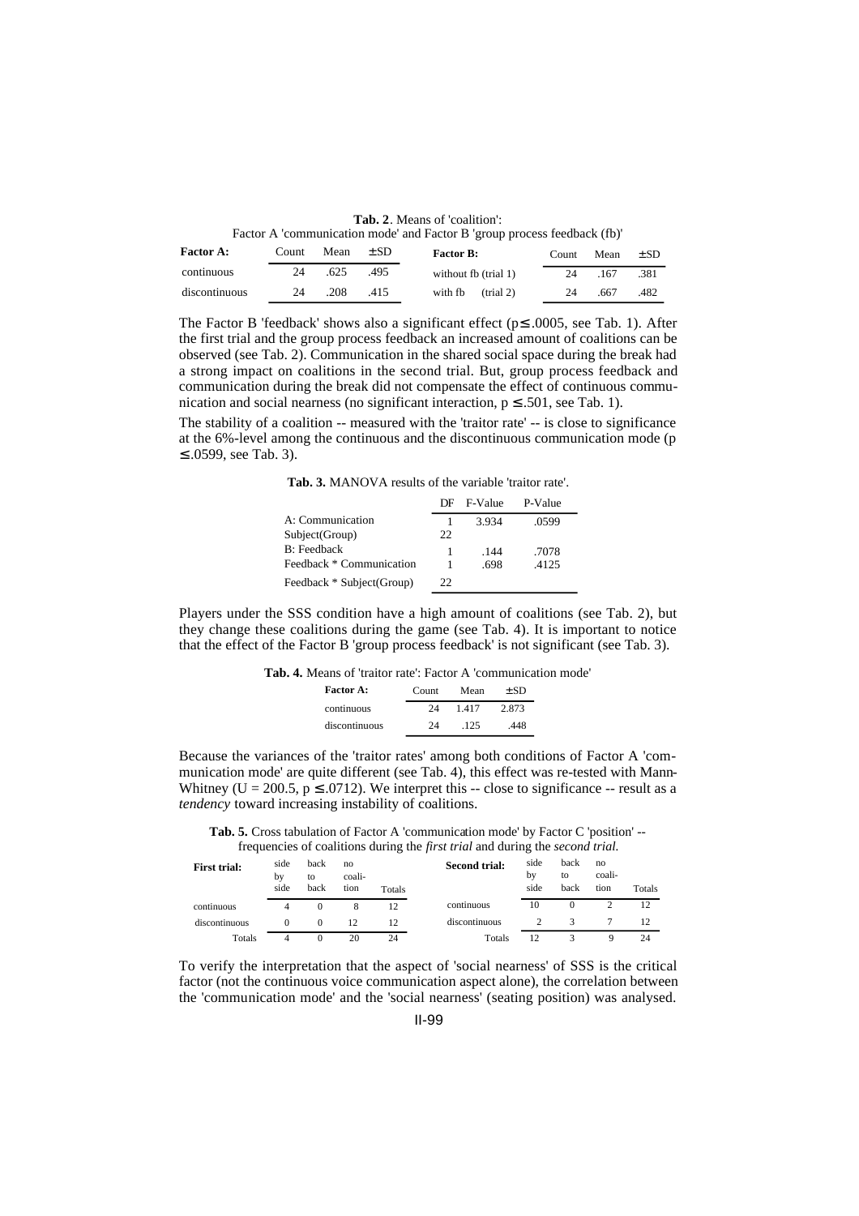**Tab. 2**. Means of 'coalition':
Factor A 'communication mode' and Factor B 'group process feedback (fb)'

| Factor A: | Count | Mean | ±SD | Factor B: | Count | Mean | ±SD |
|---|---|---|---|---|---|---|---|
| continuous | 24 | .625 | .495 | without fb (trial 1) | 24 | .167 | .381 |
| discontinuous | 24 | .208 | .415 | with fb (trial 2) | 24 | .667 | .482 |

The Factor B 'feedback' shows also a significant effect ($p \leq .0005$, see Tab. 1). After the first trial and the group process feedback an increased amount of coalitions can be observed (see Tab. 2). Communication in the shared social space during the break had a strong impact on coalitions in the second trial. But, group process feedback and communication during the break did not compensate the effect of continuous communication and social nearness (no significant interaction, $p \leq .501$, see Tab. 1).

The stability of a coalition -- measured with the 'traitor rate' -- is close to significance at the 6%-level among the continuous and the discontinuous communication mode ($p \leq .0599$, see Tab. 3).

**Tab. 3.** MANOVA results of the variable 'traitor rate'.

| | DF | F-Value | P-Value |
|---|---|---|---|
| A: Communication | 1 | 3.934 | .0599 |
| Subject(Group) | 22 | | |
| B: Feedback | 1 | .144 | .7078 |
| Feedback * Communication | 1 | .698 | .4125 |
| Feedback * Subject(Group) | 22 | | |

Players under the SSS condition have a high amount of coalitions (see Tab. 2), but they change these coalitions during the game (see Tab. 4). It is important to notice that the effect of the Factor B 'group process feedback' is not significant (see Tab. 3).

**Tab. 4.** Means of 'traitor rate': Factor A 'communication mode'

| Factor A: | Count | Mean | ±SD |
|---|---|---|---|
| continuous | 24 | 1.417 | 2.873 |
| discontinuous | 24 | .125 | .448 |

Because the variances of the 'traitor rates' among both conditions of Factor A 'communication mode' are quite different (see Tab. 4), this effect was re-tested with Mann-Whitney ($U = 200.5$, $p \leq .0712$). We interpret this -- close to significance -- result as a *tendency* toward increasing instability of coalitions.

**Tab. 5.** Cross tabulation of Factor A 'communication mode' by Factor C 'position' -- frequencies of coalitions during the *first trial* and during the *second trial.*

| First trial: | side by side | back to back | no coalition | Totals |
|---|---|---|---|---|
| continuous | 4 | 0 | 8 | 12 |
| discontinuous | 0 | 0 | 12 | 12 |
| Totals | 4 | 0 | 20 | 24 |

| Second trial: | side by side | back to back | no coalition | Totals |
|---|---|---|---|---|
| continuous | 10 | 0 | 2 | 12 |
| discontinuous | 2 | 3 | 7 | 12 |
| Totals | 12 | 3 | 9 | 24 |

To verify the interpretation that the aspect of 'social nearness' of SSS is the critical factor (not the continuous voice communication aspect alone), the correlation between the 'communication mode' and the 'social nearness' (seating position) was analysed.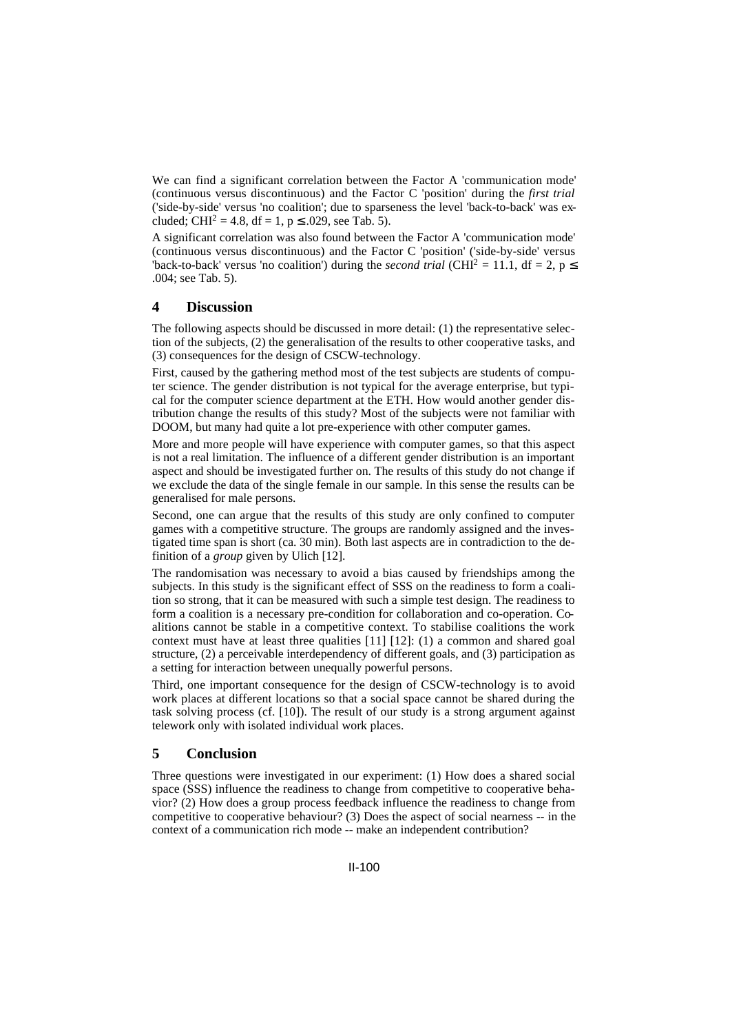We can find a significant correlation between the Factor A 'communication mode' (continuous versus discontinuous) and the Factor C 'position' during the *first trial* ('side-by-side' versus 'no coalition'; due to sparseness the level 'back-to-back' was excluded; $CHI^2 = 4.8$, $df = 1$, $p \leq .029$, see Tab. 5).

A significant correlation was also found between the Factor A 'communication mode' (continuous versus discontinuous) and the Factor C 'position' ('side-by-side' versus 'back-to-back' versus 'no coalition') during the *second trial* ($CHI^2 = 11.1$, $df = 2$, $p \leq .004$; see Tab. 5).

## 4 Discussion

The following aspects should be discussed in more detail: (1) the representative selection of the subjects, (2) the generalisation of the results to other cooperative tasks, and (3) consequences for the design of CSCW-technology.

First, caused by the gathering method most of the test subjects are students of computer science. The gender distribution is not typical for the average enterprise, but typical for the computer science department at the ETH. How would another gender distribution change the results of this study? Most of the subjects were not familiar with DOOM, but many had quite a lot pre-experience with other computer games.

More and more people will have experience with computer games, so that this aspect is not a real limitation. The influence of a different gender distribution is an important aspect and should be investigated further on. The results of this study do not change if we exclude the data of the single female in our sample. In this sense the results can be generalised for male persons.

Second, one can argue that the results of this study are only confined to computer games with a competitive structure. The groups are randomly assigned and the investigated time span is short (ca. 30 min). Both last aspects are in contradiction to the definition of a *group* given by Ulich [12].

The randomisation was necessary to avoid a bias caused by friendships among the subjects. In this study is the significant effect of SSS on the readiness to form a coalition so strong, that it can be measured with such a simple test design. The readiness to form a coalition is a necessary pre-condition for collaboration and co-operation. Coalitions cannot be stable in a competitive context. To stabilise coalitions the work context must have at least three qualities [11] [12]: (1) a common and shared goal structure, (2) a perceivable interdependency of different goals, and (3) participation as a setting for interaction between unequally powerful persons.

Third, one important consequence for the design of CSCW-technology is to avoid work places at different locations so that a social space cannot be shared during the task solving process (cf. [10]). The result of our study is a strong argument against telework only with isolated individual work places.

## 5 Conclusion

Three questions were investigated in our experiment: (1) How does a shared social space (SSS) influence the readiness to change from competitive to cooperative behavior? (2) How does a group process feedback influence the readiness to change from competitive to cooperative behaviour? (3) Does the aspect of social nearness -- in the context of a communication rich mode -- make an independent contribution?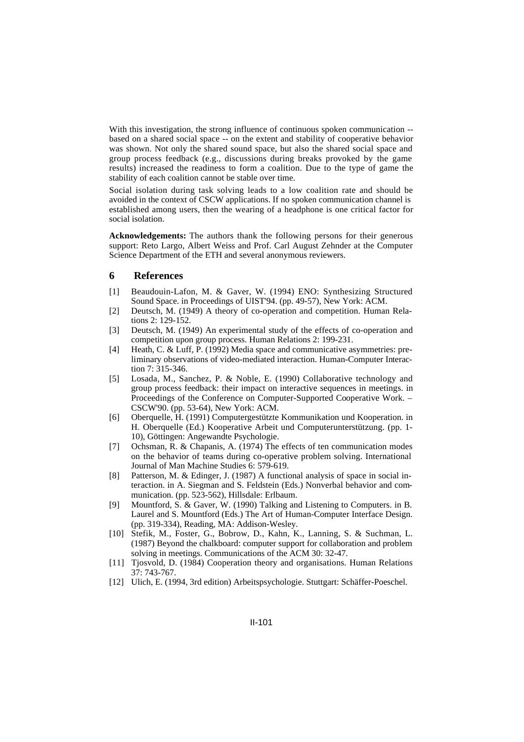With this investigation, the strong influence of continuous spoken communication -- based on a shared social space -- on the extent and stability of cooperative behavior was shown. Not only the shared sound space, but also the shared social space and group process feedback (e.g., discussions during breaks provoked by the game results) increased the readiness to form a coalition. Due to the type of game the stability of each coalition cannot be stable over time.

Social isolation during task solving leads to a low coalition rate and should be avoided in the context of CSCW applications. If no spoken communication channel is established among users, then the wearing of a headphone is one critical factor for social isolation.

**Acknowledgements:** The authors thank the following persons for their generous support: Reto Largo, Albert Weiss and Prof. Carl August Zehnder at the Computer Science Department of the ETH and several anonymous reviewers.

## 6 References

[1] Beaudouin-Lafon, M. & Gaver, W. (1994) ENO: Synthesizing Structured Sound Space. in Proceedings of UIST'94. (pp. 49-57), New York: ACM.

[2] Deutsch, M. (1949) A theory of co-operation and competition. Human Relations 2: 129-152.

[3] Deutsch, M. (1949) An experimental study of the effects of co-operation and competition upon group process. Human Relations 2: 199-231.

[4] Heath, C. & Luff, P. (1992) Media space and communicative asymmetries: preliminary observations of video-mediated interaction. Human-Computer Interaction 7: 315-346.

[5] Losada, M., Sanchez, P. & Noble, E. (1990) Collaborative technology and group process feedback: their impact on interactive sequences in meetings. in Proceedings of the Conference on Computer-Supported Cooperative Work. – CSCW'90. (pp. 53-64), New York: ACM.

[6] Oberquelle, H. (1991) Computergestützte Kommunikation und Kooperation. in H. Oberquelle (Ed.) Kooperative Arbeit und Computerunterstützung. (pp. 1-10), Göttingen: Angewandte Psychologie.

[7] Ochsman, R. & Chapanis, A. (1974) The effects of ten communication modes on the behavior of teams during co-operative problem solving. International Journal of Man Machine Studies 6: 579-619.

[8] Patterson, M. & Edinger, J. (1987) A functional analysis of space in social interaction. in A. Siegman and S. Feldstein (Eds.) Nonverbal behavior and communication. (pp. 523-562), Hillsdale: Erlbaum.

[9] Mountford, S. & Gaver, W. (1990) Talking and Listening to Computers. in B. Laurel and S. Mountford (Eds.) The Art of Human-Computer Interface Design. (pp. 319-334), Reading, MA: Addison-Wesley.

[10] Stefik, M., Foster, G., Bobrow, D., Kahn, K., Lanning, S. & Suchman, L. (1987) Beyond the chalkboard: computer support for collaboration and problem solving in meetings. Communications of the ACM 30: 32-47.

[11] Tjosvold, D. (1984) Cooperation theory and organisations. Human Relations 37: 743-767.

[12] Ulich, E. (1994, 3rd edition) Arbeitspsychologie. Stuttgart: Schäffer-Poeschel.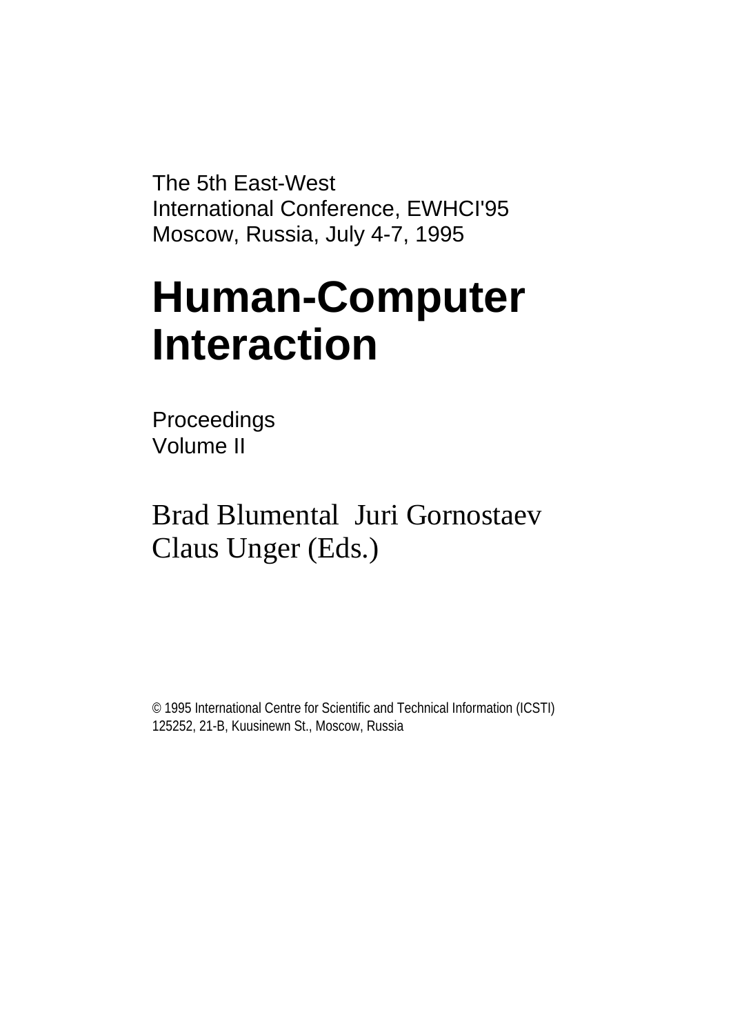The 5th East-West
International Conference, EWHCI'95
Moscow, Russia, July 4-7, 1995

# Human-Computer Interaction

Proceedings
Volume II

Brad Blumental  Juri Gornostaev
Claus Unger (Eds.)

© 1995 International Centre for Scientific and Technical Information (ICSTI)
125252, 21-B, Kuusinewn St., Moscow, Russia